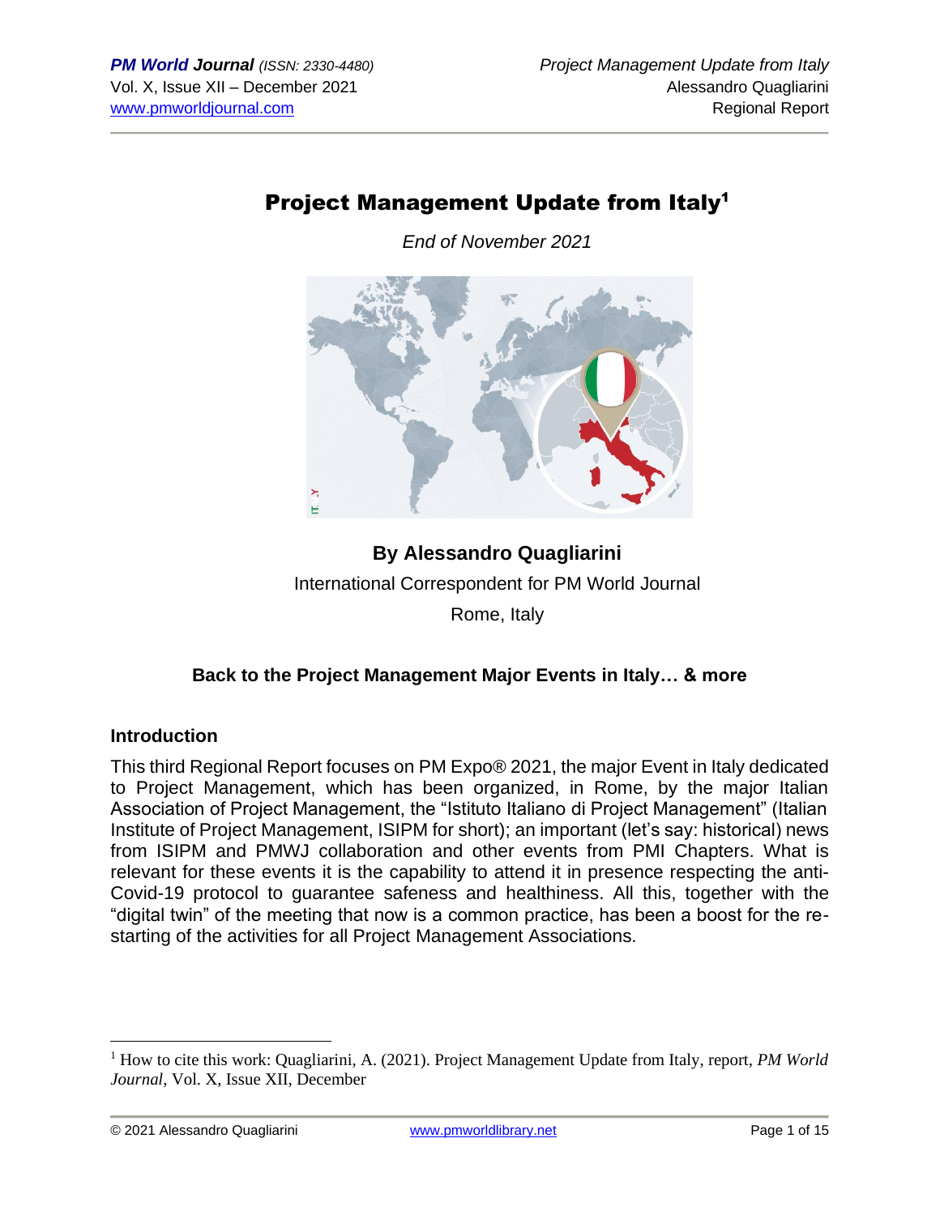# Project Management Update from Italy[1]

*End of November 2021*

**By Alessandro Quagliarini**

International Correspondent for PM World Journal

Rome, Italy

## Back to the Project Management Major Events in Italy… & more

### Introduction

This third Regional Report focuses on PM Expo® 2021, the major Event in Italy dedicated to Project Management, which has been organized, in Rome, by the major Italian Association of Project Management, the "Istituto Italiano di Project Management" (Italian Institute of Project Management, ISIPM for short); an important (let's say: historical) news from ISIPM and PMWJ collaboration and other events from PMI Chapters. What is relevant for these events it is the capability to attend it in presence respecting the anti-Covid-19 protocol to guarantee safeness and healthiness. All this, together with the "digital twin" of the meeting that now is a common practice, has been a boost for the re-starting of the activities for all Project Management Associations.

---

[1] How to cite this work: Quagliarini, A. (2021). Project Management Update from Italy, report, *PM World Journal*, Vol. X, Issue XII, December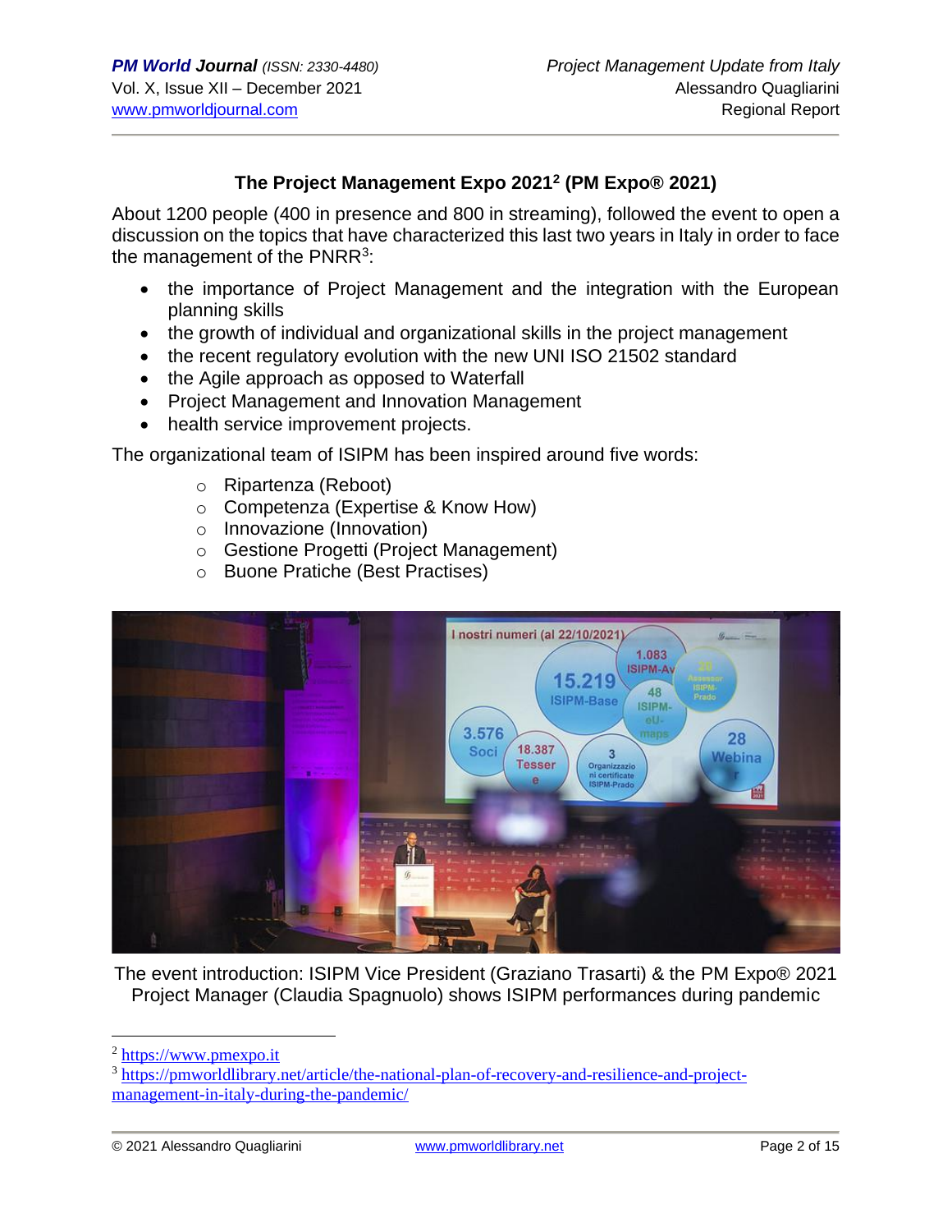## The Project Management Expo 2021[2] (PM Expo® 2021)

About 1200 people (400 in presence and 800 in streaming), followed the event to open a discussion on the topics that have characterized this last two years in Italy in order to face the management of the PNRR[3]:

- the importance of Project Management and the integration with the European planning skills
- the growth of individual and organizational skills in the project management
- the recent regulatory evolution with the new UNI ISO 21502 standard
- the Agile approach as opposed to Waterfall
- Project Management and Innovation Management
- health service improvement projects.

The organizational team of ISIPM has been inspired around five words:

- Ripartenza (Reboot)
- Competenza (Expertise & Know How)
- Innovazione (Innovation)
- Gestione Progetti (Project Management)
- Buone Pratiche (Best Practises)

The event introduction: ISIPM Vice President (Graziano Trasarti) & the PM Expo® 2021 Project Manager (Claudia Spagnuolo) shows ISIPM performances during pandemic

[2] https://www.pmexpo.it

[3] https://pmworldlibrary.net/article/the-national-plan-of-recovery-and-resilience-and-project-management-in-italy-during-the-pandemic/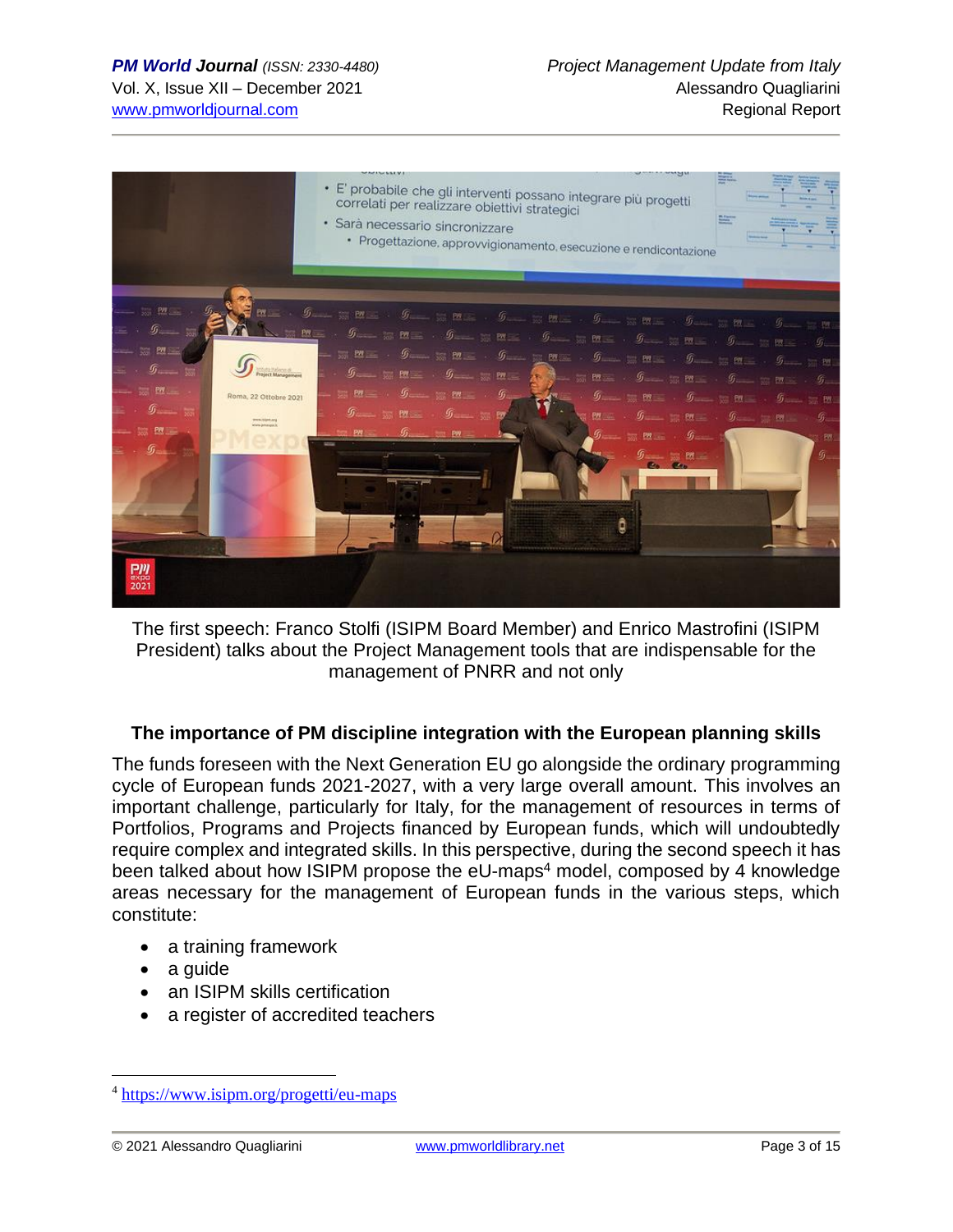The first speech: Franco Stolfi (ISIPM Board Member) and Enrico Mastrofini (ISIPM President) talks about the Project Management tools that are indispensable for the management of PNRR and not only

### The importance of PM discipline integration with the European planning skills

The funds foreseen with the Next Generation EU go alongside the ordinary programming cycle of European funds 2021-2027, with a very large overall amount. This involves an important challenge, particularly for Italy, for the management of resources in terms of Portfolios, Programs and Projects financed by European funds, which will undoubtedly require complex and integrated skills. In this perspective, during the second speech it has been talked about how ISIPM propose the eU-maps[4] model, composed by 4 knowledge areas necessary for the management of European funds in the various steps, which constitute:

- a training framework
- a guide
- an ISIPM skills certification
- a register of accredited teachers

[4] https://www.isipm.org/progetti/eu-maps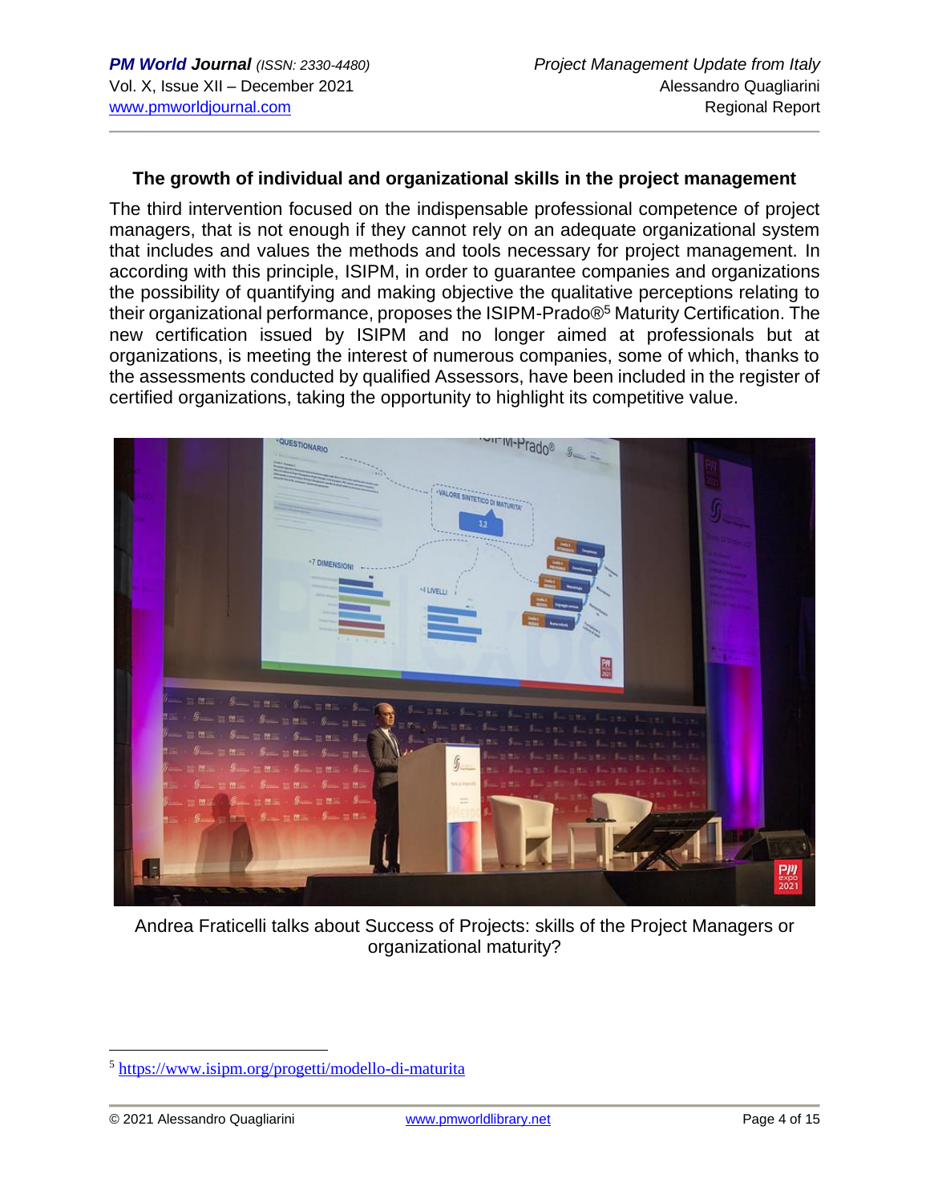### The growth of individual and organizational skills in the project management

The third intervention focused on the indispensable professional competence of project managers, that is not enough if they cannot rely on an adequate organizational system that includes and values the methods and tools necessary for project management. In according with this principle, ISIPM, in order to guarantee companies and organizations the possibility of quantifying and making objective the qualitative perceptions relating to their organizational performance, proposes the ISIPM-Prado®[5] Maturity Certification. The new certification issued by ISIPM and no longer aimed at professionals but at organizations, is meeting the interest of numerous companies, some of which, thanks to the assessments conducted by qualified Assessors, have been included in the register of certified organizations, taking the opportunity to highlight its competitive value.

Andrea Fraticelli talks about Success of Projects: skills of the Project Managers or organizational maturity?

[5] https://www.isipm.org/progetti/modello-di-maturita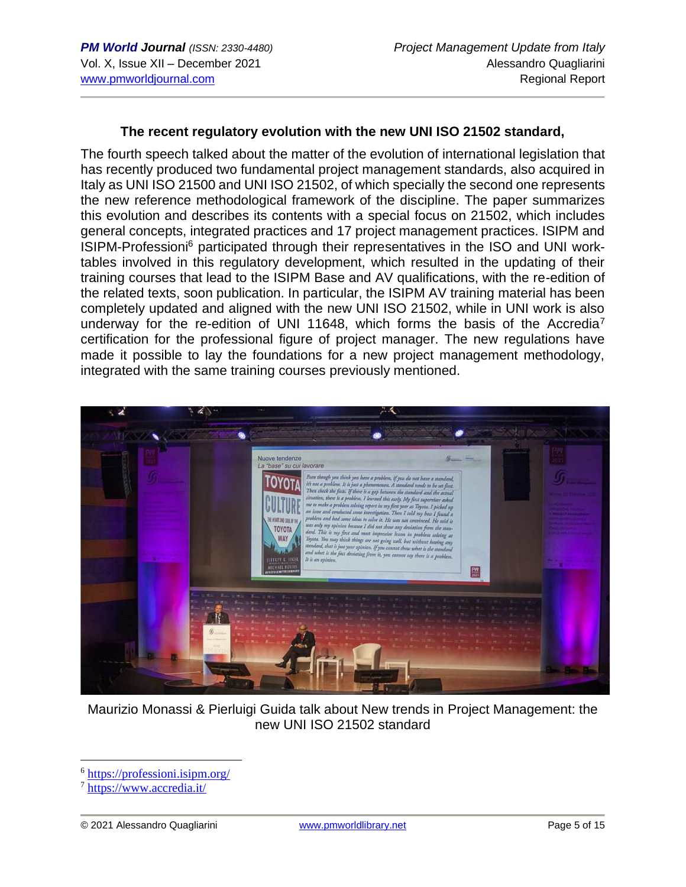### The recent regulatory evolution with the new UNI ISO 21502 standard,

The fourth speech talked about the matter of the evolution of international legislation that has recently produced two fundamental project management standards, also acquired in Italy as UNI ISO 21500 and UNI ISO 21502, of which specially the second one represents the new reference methodological framework of the discipline. The paper summarizes this evolution and describes its contents with a special focus on 21502, which includes general concepts, integrated practices and 17 project management practices. ISIPM and ISIPM-Professioni[6] participated through their representatives in the ISO and UNI work-tables involved in this regulatory development, which resulted in the updating of their training courses that lead to the ISIPM Base and AV qualifications, with the re-edition of the related texts, soon publication. In particular, the ISIPM AV training material has been completely updated and aligned with the new UNI ISO 21502, while in UNI work is also underway for the re-edition of UNI 11648, which forms the basis of the Accredia[7] certification for the professional figure of project manager. The new regulations have made it possible to lay the foundations for a new project management methodology, integrated with the same training courses previously mentioned.

Maurizio Monassi & Pierluigi Guida talk about New trends in Project Management: the new UNI ISO 21502 standard

[6] https://professioni.isipm.org/

[7] https://www.accredia.it/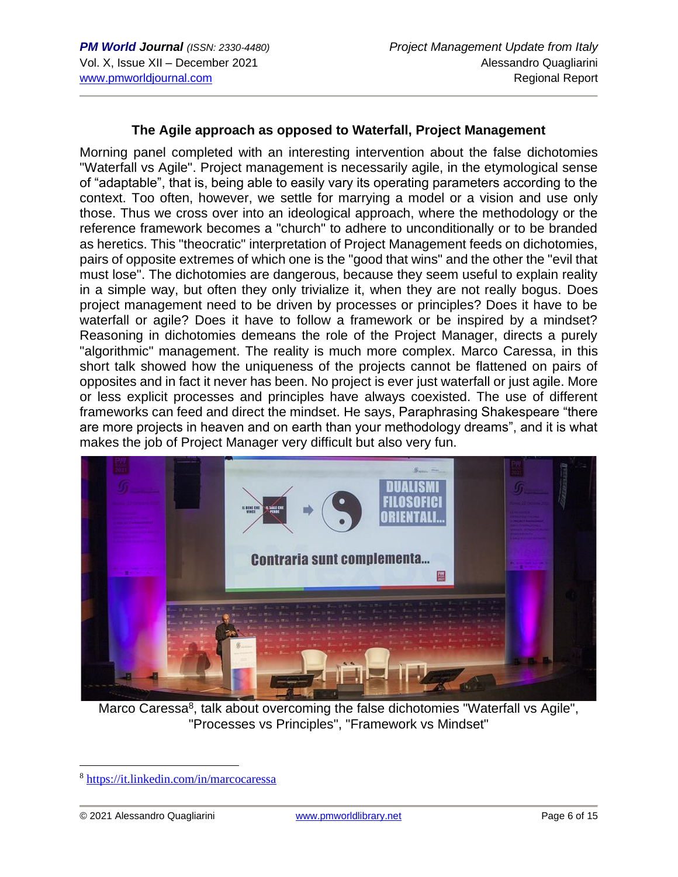### The Agile approach as opposed to Waterfall, Project Management

Morning panel completed with an interesting intervention about the false dichotomies "Waterfall vs Agile". Project management is necessarily agile, in the etymological sense of "adaptable", that is, being able to easily vary its operating parameters according to the context. Too often, however, we settle for marrying a model or a vision and use only those. Thus we cross over into an ideological approach, where the methodology or the reference framework becomes a "church" to adhere to unconditionally or to be branded as heretics. This "theocratic" interpretation of Project Management feeds on dichotomies, pairs of opposite extremes of which one is the "good that wins" and the other the "evil that must lose". The dichotomies are dangerous, because they seem useful to explain reality in a simple way, but often they only trivialize it, when they are not really bogus. Does project management need to be driven by processes or principles? Does it have to be waterfall or agile? Does it have to follow a framework or be inspired by a mindset? Reasoning in dichotomies demeans the role of the Project Manager, directs a purely "algorithmic" management. The reality is much more complex. Marco Caressa, in this short talk showed how the uniqueness of the projects cannot be flattened on pairs of opposites and in fact it never has been. No project is ever just waterfall or just agile. More or less explicit processes and principles have always coexisted. The use of different frameworks can feed and direct the mindset. He says, Paraphrasing Shakespeare "there are more projects in heaven and on earth than your methodology dreams", and it is what makes the job of Project Manager very difficult but also very fun.

Marco Caressa[8], talk about overcoming the false dichotomies "Waterfall vs Agile", "Processes vs Principles", "Framework vs Mindset"

[8] https://it.linkedin.com/in/marcocaressa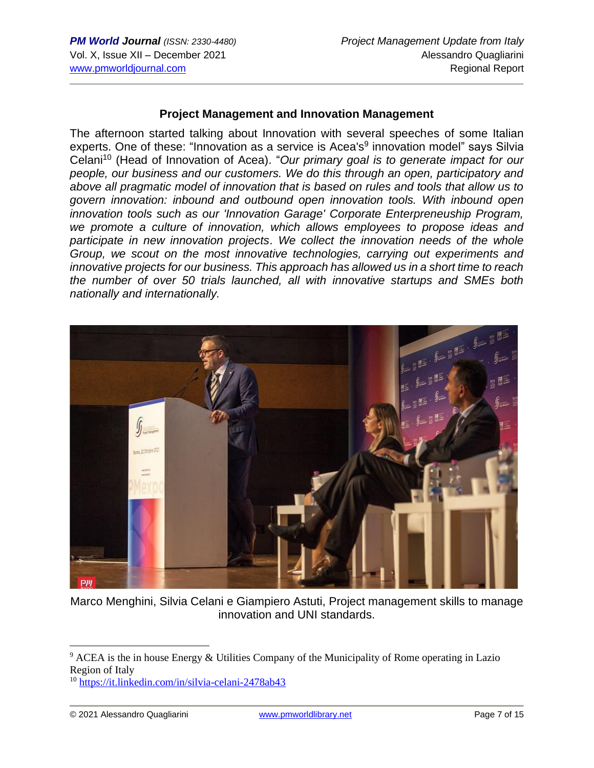### Project Management and Innovation Management

The afternoon started talking about Innovation with several speeches of some Italian experts. One of these: "Innovation as a service is Acea's[9] innovation model" says Silvia Celani[10] (Head of Innovation of Acea). "*Our primary goal is to generate impact for our people, our business and our customers. We do this through an open, participatory and above all pragmatic model of innovation that is based on rules and tools that allow us to govern innovation: inbound and outbound open innovation tools. With inbound open innovation tools such as our 'Innovation Garage' Corporate Enterpreneuship Program, we promote a culture of innovation, which allows employees to propose ideas and participate in new innovation projects*. *We collect the innovation needs of the whole Group, we scout on the most innovative technologies, carrying out experiments and innovative projects for our business. This approach has allowed us in a short time to reach the number of over 50 trials launched, all with innovative startups and SMEs both nationally and internationally.*

Marco Menghini, Silvia Celani e Giampiero Astuti, Project management skills to manage innovation and UNI standards.

---

[9] ACEA is the in house Energy & Utilities Company of the Municipality of Rome operating in Lazio Region of Italy

[10] https://it.linkedin.com/in/silvia-celani-2478ab43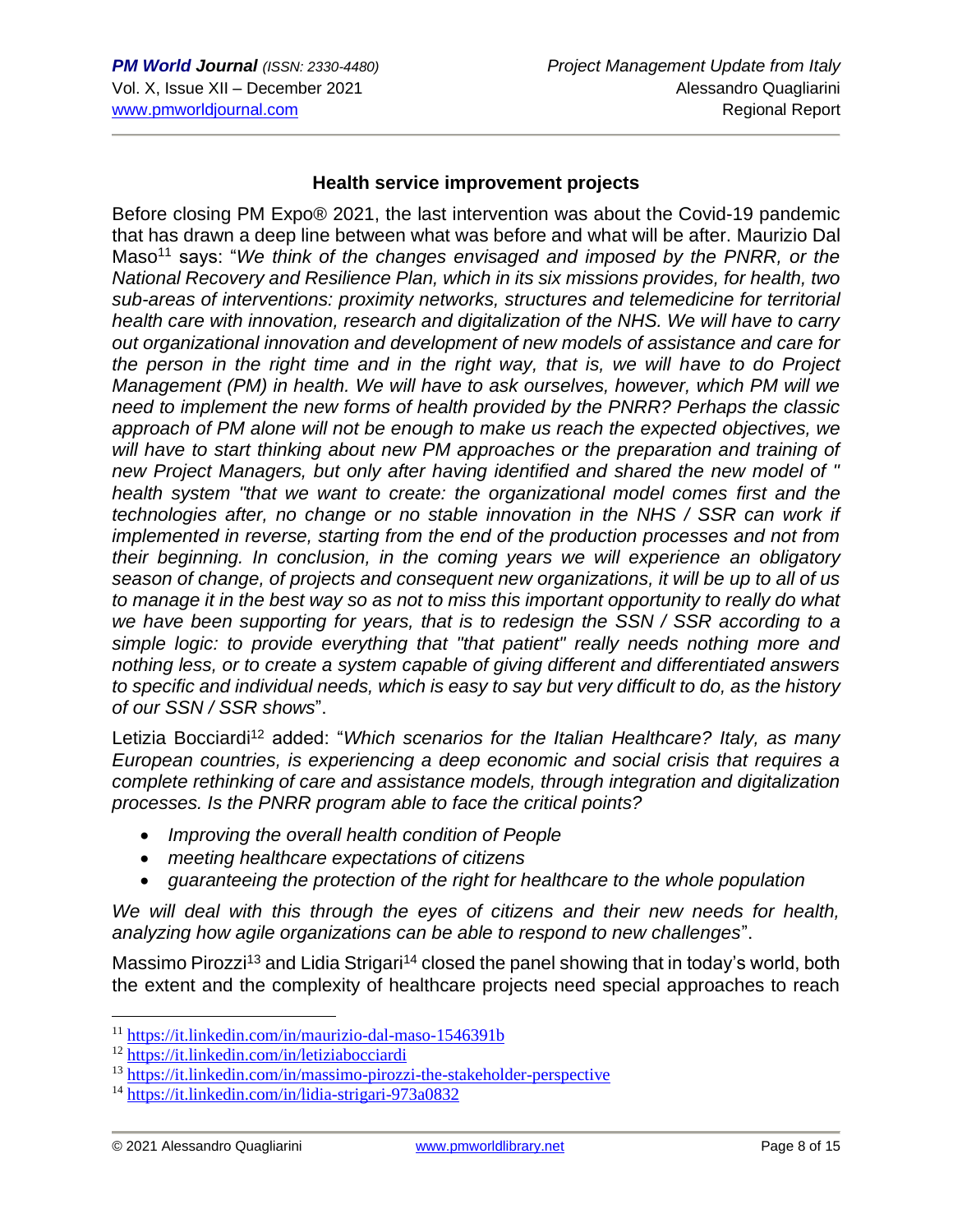### Health service improvement projects

Before closing PM Expo® 2021, the last intervention was about the Covid-19 pandemic that has drawn a deep line between what was before and what will be after. Maurizio Dal Maso[11] says: "*We think of the changes envisaged and imposed by the PNRR, or the National Recovery and Resilience Plan, which in its six missions provides, for health, two sub-areas of interventions: proximity networks, structures and telemedicine for territorial health care with innovation, research and digitalization of the NHS. We will have to carry out organizational innovation and development of new models of assistance and care for the person in the right time and in the right way, that is, we will have to do Project Management (PM) in health. We will have to ask ourselves, however, which PM will we need to implement the new forms of health provided by the PNRR? Perhaps the classic approach of PM alone will not be enough to make us reach the expected objectives, we will have to start thinking about new PM approaches or the preparation and training of new Project Managers, but only after having identified and shared the new model of " health system "that we want to create: the organizational model comes first and the technologies after, no change or no stable innovation in the NHS / SSR can work if implemented in reverse, starting from the end of the production processes and not from their beginning. In conclusion, in the coming years we will experience an obligatory season of change, of projects and consequent new organizations, it will be up to all of us to manage it in the best way so as not to miss this important opportunity to really do what we have been supporting for years, that is to redesign the SSN / SSR according to a simple logic: to provide everything that "that patient" really needs nothing more and nothing less, or to create a system capable of giving different and differentiated answers to specific and individual needs, which is easy to say but very difficult to do, as the history of our SSN / SSR shows*".

Letizia Bocciardi[12] added: "*Which scenarios for the Italian Healthcare? Italy, as many European countries, is experiencing a deep economic and social crisis that requires a complete rethinking of care and assistance models, through integration and digitalization processes. Is the PNRR program able to face the critical points?*

- *Improving the overall health condition of People*
- *meeting healthcare expectations of citizens*
- *guaranteeing the protection of the right for healthcare to the whole population*

*We will deal with this through the eyes of citizens and their new needs for health, analyzing how agile organizations can be able to respond to new challenges*".

Massimo Pirozzi[13] and Lidia Strigari[14] closed the panel showing that in today's world, both the extent and the complexity of healthcare projects need special approaches to reach

---

[11] https://it.linkedin.com/in/maurizio-dal-maso-1546391b

[12] https://it.linkedin.com/in/letiziabocciardi

[13] https://it.linkedin.com/in/massimo-pirozzi-the-stakeholder-perspective

[14] https://it.linkedin.com/in/lidia-strigari-973a0832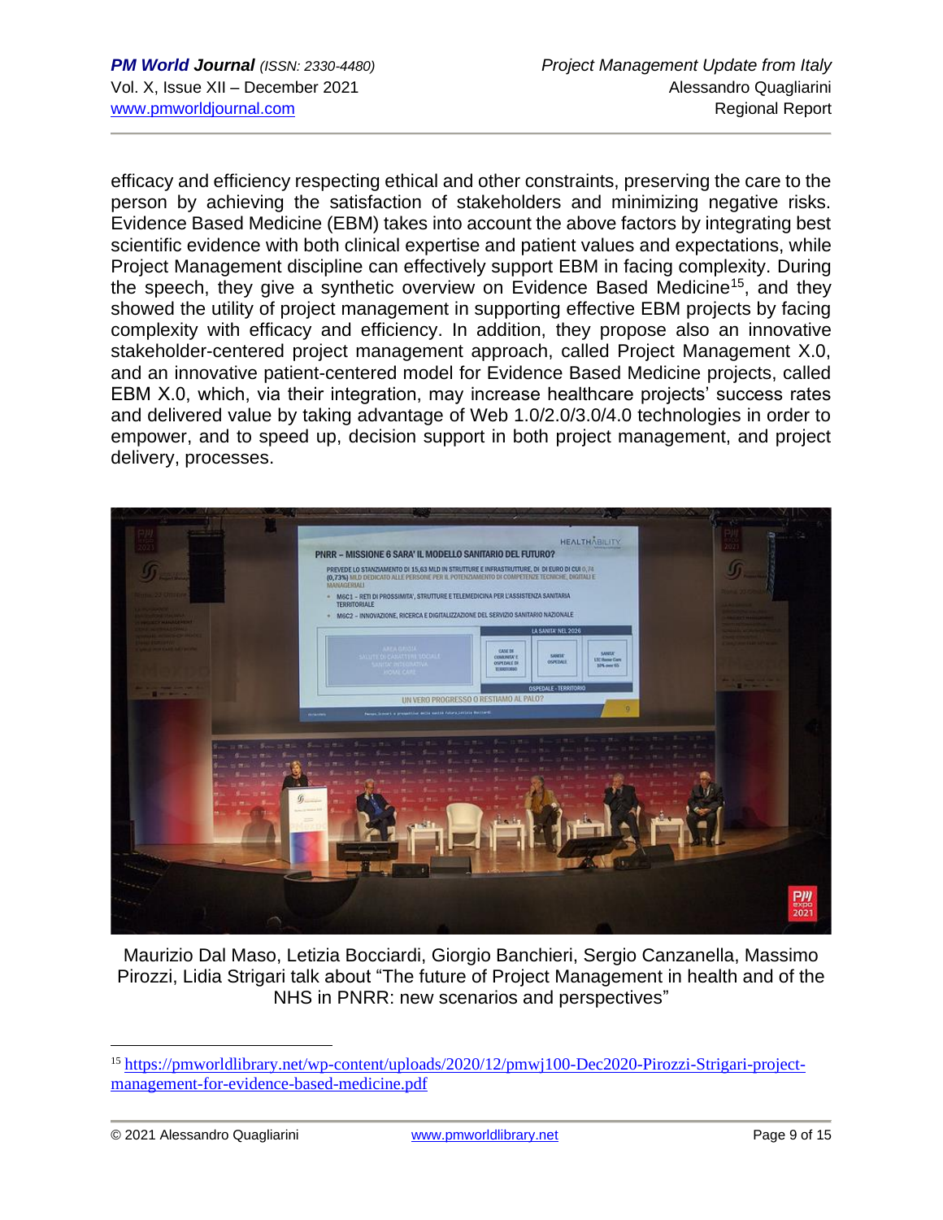efficacy and efficiency respecting ethical and other constraints, preserving the care to the person by achieving the satisfaction of stakeholders and minimizing negative risks. Evidence Based Medicine (EBM) takes into account the above factors by integrating best scientific evidence with both clinical expertise and patient values and expectations, while Project Management discipline can effectively support EBM in facing complexity. During the speech, they give a synthetic overview on Evidence Based Medicine[15], and they showed the utility of project management in supporting effective EBM projects by facing complexity with efficacy and efficiency. In addition, they propose also an innovative stakeholder-centered project management approach, called Project Management X.0, and an innovative patient-centered model for Evidence Based Medicine projects, called EBM X.0, which, via their integration, may increase healthcare projects' success rates and delivered value by taking advantage of Web 1.0/2.0/3.0/4.0 technologies in order to empower, and to speed up, decision support in both project management, and project delivery, processes.

Maurizio Dal Maso, Letizia Bocciardi, Giorgio Banchieri, Sergio Canzanella, Massimo Pirozzi, Lidia Strigari talk about "The future of Project Management in health and of the NHS in PNRR: new scenarios and perspectives"

---

[15] https://pmworldlibrary.net/wp-content/uploads/2020/12/pmwj100-Dec2020-Pirozzi-Strigari-project-management-for-evidence-based-medicine.pdf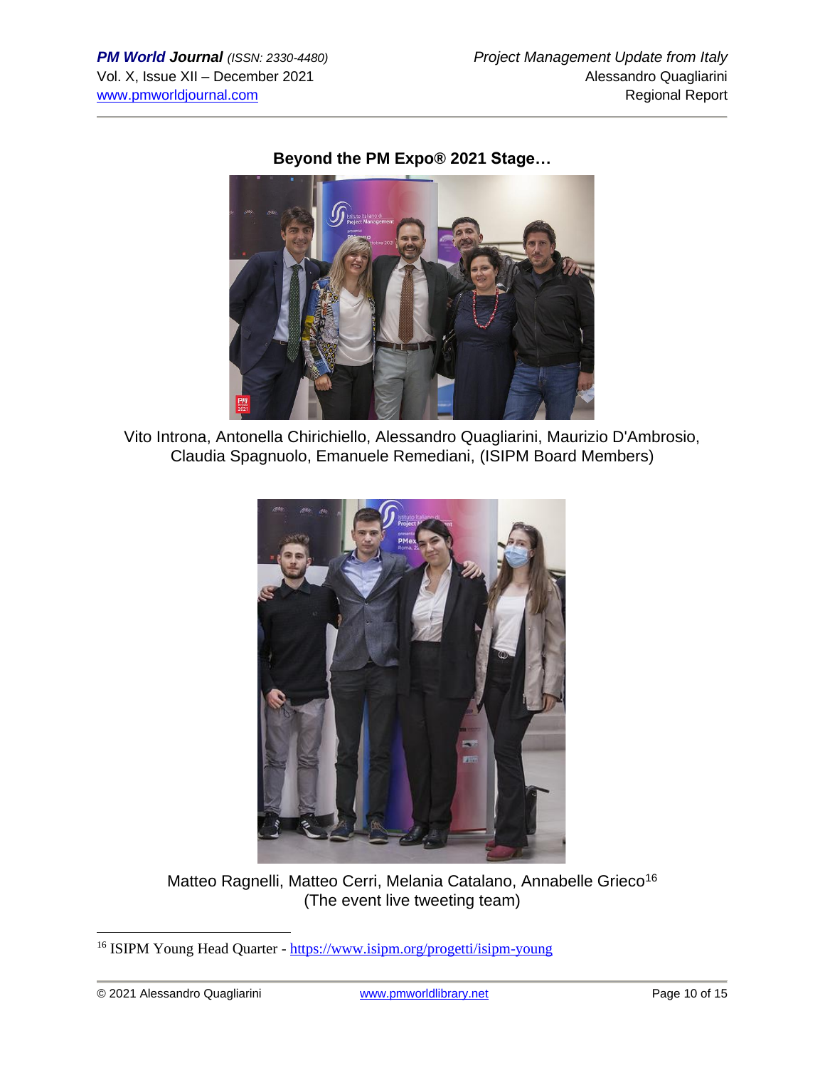**Beyond the PM Expo® 2021 Stage…**

Vito Introna, Antonella Chirichiello, Alessandro Quagliarini, Maurizio D'Ambrosio, Claudia Spagnuolo, Emanuele Remediani, (ISIPM Board Members)

Matteo Ragnelli, Matteo Cerri, Melania Catalano, Annabelle Grieco[16]
(The event live tweeting team)

[16] ISIPM Young Head Quarter - https://www.isipm.org/progetti/isipm-young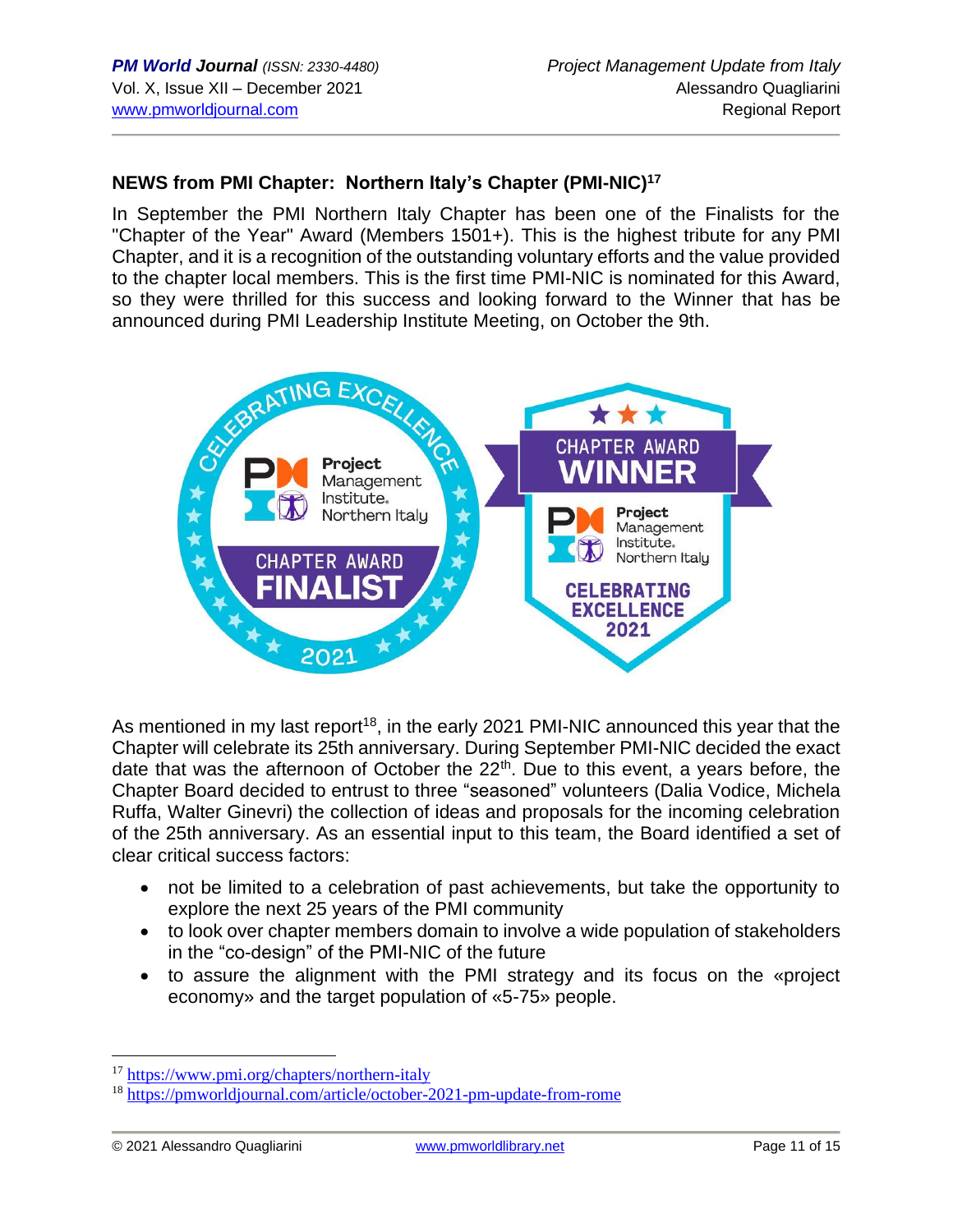## NEWS from PMI Chapter: Northern Italy's Chapter (PMI-NIC)[17]

In September the PMI Northern Italy Chapter has been one of the Finalists for the "Chapter of the Year" Award (Members 1501+). This is the highest tribute for any PMI Chapter, and it is a recognition of the outstanding voluntary efforts and the value provided to the chapter local members. This is the first time PMI-NIC is nominated for this Award, so they were thrilled for this success and looking forward to the Winner that has be announced during PMI Leadership Institute Meeting, on October the 9th.

CELEBRATING EXCELLENCE
Project Management Institute. Northern Italy
CHAPTER AWARD FINALIST
2021

CHAPTER AWARD WINNER
Project Management Institute. Northern Italy
CELEBRATING EXCELLENCE 2021

As mentioned in my last report[18], in the early 2021 PMI-NIC announced this year that the Chapter will celebrate its 25th anniversary. During September PMI-NIC decided the exact date that was the afternoon of October the 22$^{th}$. Due to this event, a years before, the Chapter Board decided to entrust to three "seasoned" volunteers (Dalia Vodice, Michela Ruffa, Walter Ginevri) the collection of ideas and proposals for the incoming celebration of the 25th anniversary. As an essential input to this team, the Board identified a set of clear critical success factors:

- not be limited to a celebration of past achievements, but take the opportunity to explore the next 25 years of the PMI community
- to look over chapter members domain to involve a wide population of stakeholders in the "co-design" of the PMI-NIC of the future
- to assure the alignment with the PMI strategy and its focus on the «project economy» and the target population of «5-75» people.

---

[17] https://www.pmi.org/chapters/northern-italy

[18] https://pmworldjournal.com/article/october-2021-pm-update-from-rome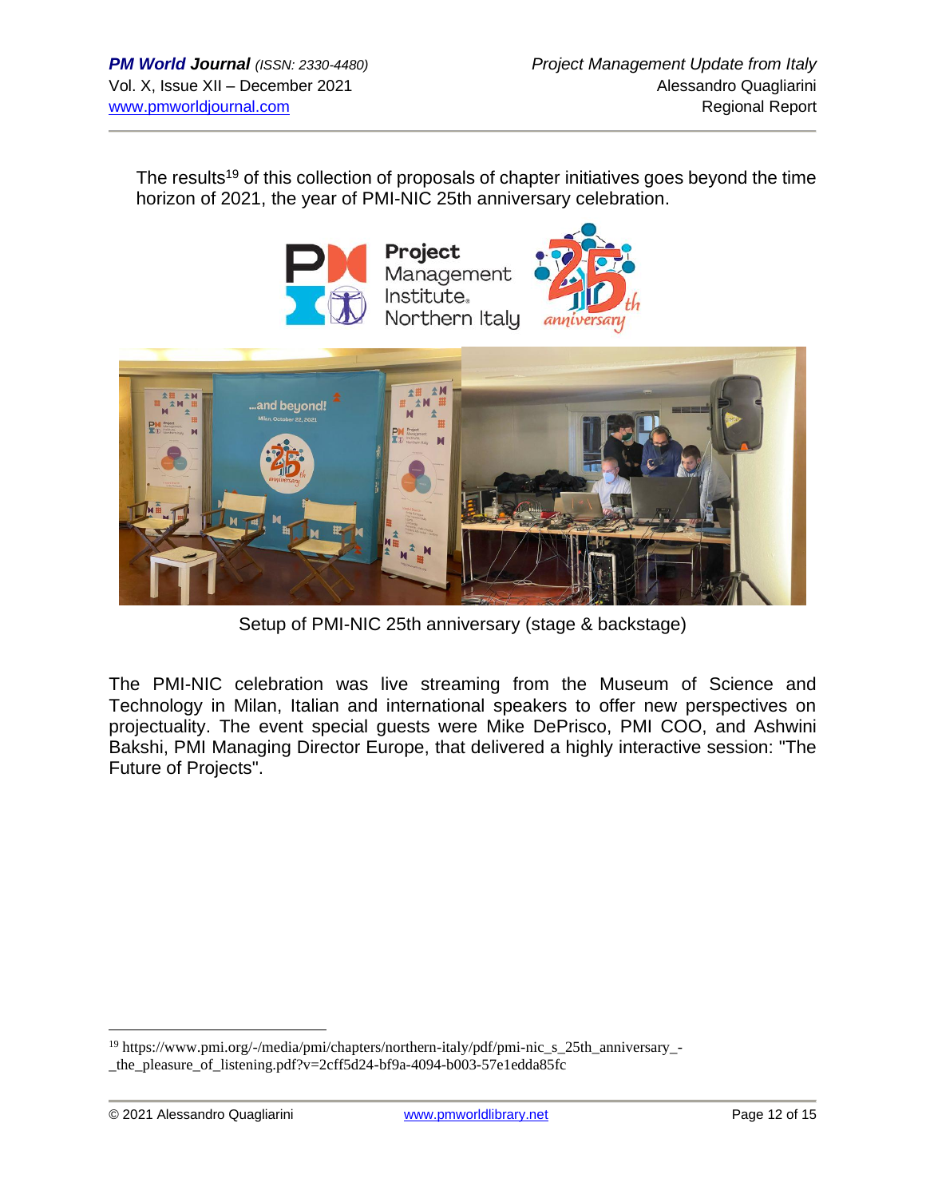The results[19] of this collection of proposals of chapter initiatives goes beyond the time horizon of 2021, the year of PMI-NIC 25th anniversary celebration.

Setup of PMI-NIC 25th anniversary (stage & backstage)

The PMI-NIC celebration was live streaming from the Museum of Science and Technology in Milan, Italian and international speakers to offer new perspectives on projectuality. The event special guests were Mike DePrisco, PMI COO, and Ashwini Bakshi, PMI Managing Director Europe, that delivered a highly interactive session: "The Future of Projects".

---

[19] https://www.pmi.org/-/media/pmi/chapters/northern-italy/pdf/pmi-nic_s_25th_anniversary_-_the_pleasure_of_listening.pdf?v=2cff5d24-bf9a-4094-b003-57e1edda85fc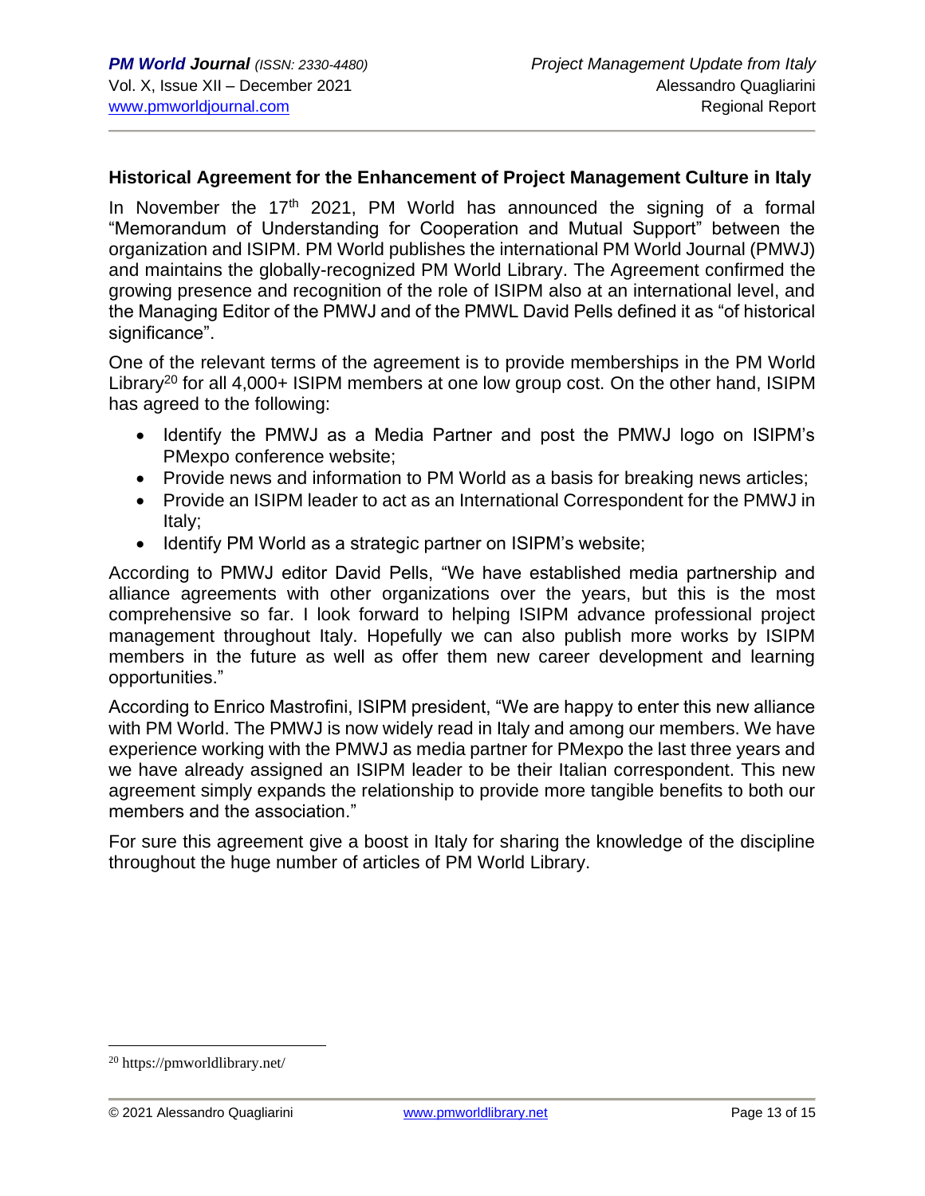### Historical Agreement for the Enhancement of Project Management Culture in Italy

In November the 17th 2021, PM World has announced the signing of a formal "Memorandum of Understanding for Cooperation and Mutual Support" between the organization and ISIPM. PM World publishes the international PM World Journal (PMWJ) and maintains the globally-recognized PM World Library. The Agreement confirmed the growing presence and recognition of the role of ISIPM also at an international level, and the Managing Editor of the PMWJ and of the PMWL David Pells defined it as "of historical significance".

One of the relevant terms of the agreement is to provide memberships in the PM World Library[20] for all 4,000+ ISIPM members at one low group cost. On the other hand, ISIPM has agreed to the following:

- Identify the PMWJ as a Media Partner and post the PMWJ logo on ISIPM's PMexpo conference website;
- Provide news and information to PM World as a basis for breaking news articles;
- Provide an ISIPM leader to act as an International Correspondent for the PMWJ in Italy;
- Identify PM World as a strategic partner on ISIPM's website;

According to PMWJ editor David Pells, "We have established media partnership and alliance agreements with other organizations over the years, but this is the most comprehensive so far. I look forward to helping ISIPM advance professional project management throughout Italy. Hopefully we can also publish more works by ISIPM members in the future as well as offer them new career development and learning opportunities."

According to Enrico Mastrofini, ISIPM president, "We are happy to enter this new alliance with PM World. The PMWJ is now widely read in Italy and among our members. We have experience working with the PMWJ as media partner for PMexpo the last three years and we have already assigned an ISIPM leader to be their Italian correspondent. This new agreement simply expands the relationship to provide more tangible benefits to both our members and the association."

For sure this agreement give a boost in Italy for sharing the knowledge of the discipline throughout the huge number of articles of PM World Library.

---

[20] https://pmworldlibrary.net/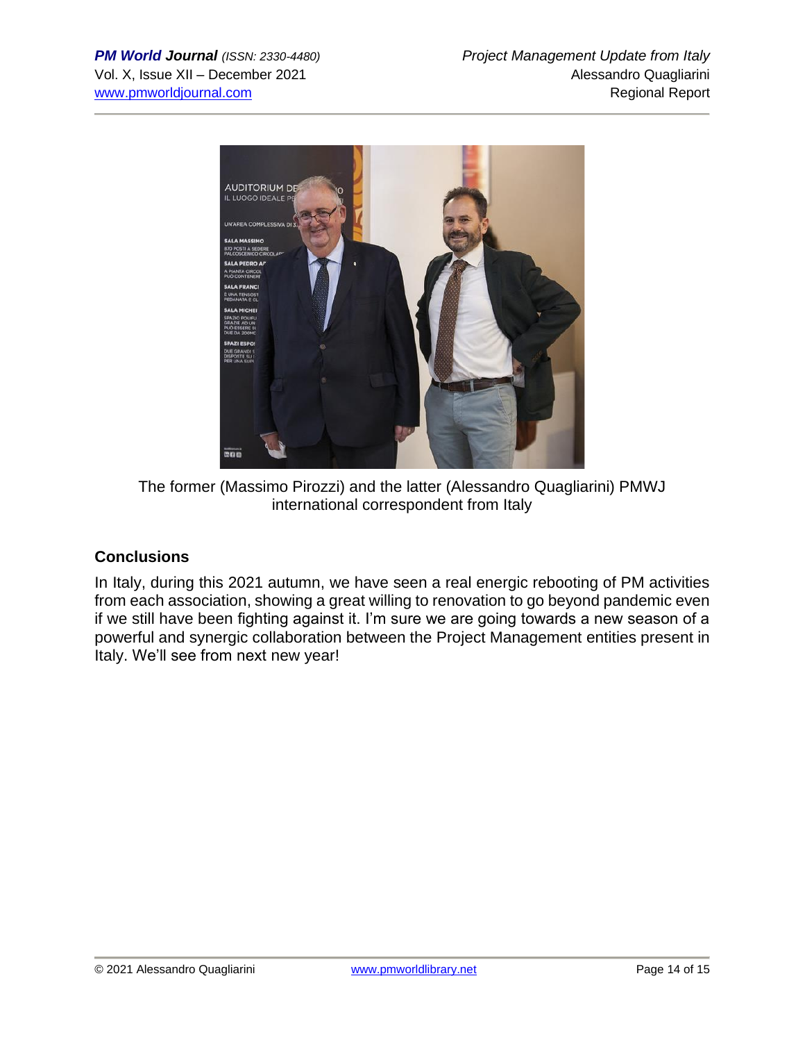The former (Massimo Pirozzi) and the latter (Alessandro Quagliarini) PMWJ international correspondent from Italy

## Conclusions

In Italy, during this 2021 autumn, we have seen a real energic rebooting of PM activities from each association, showing a great willing to renovation to go beyond pandemic even if we still have been fighting against it. I'm sure we are going towards a new season of a powerful and synergic collaboration between the Project Management entities present in Italy. We'll see from next new year!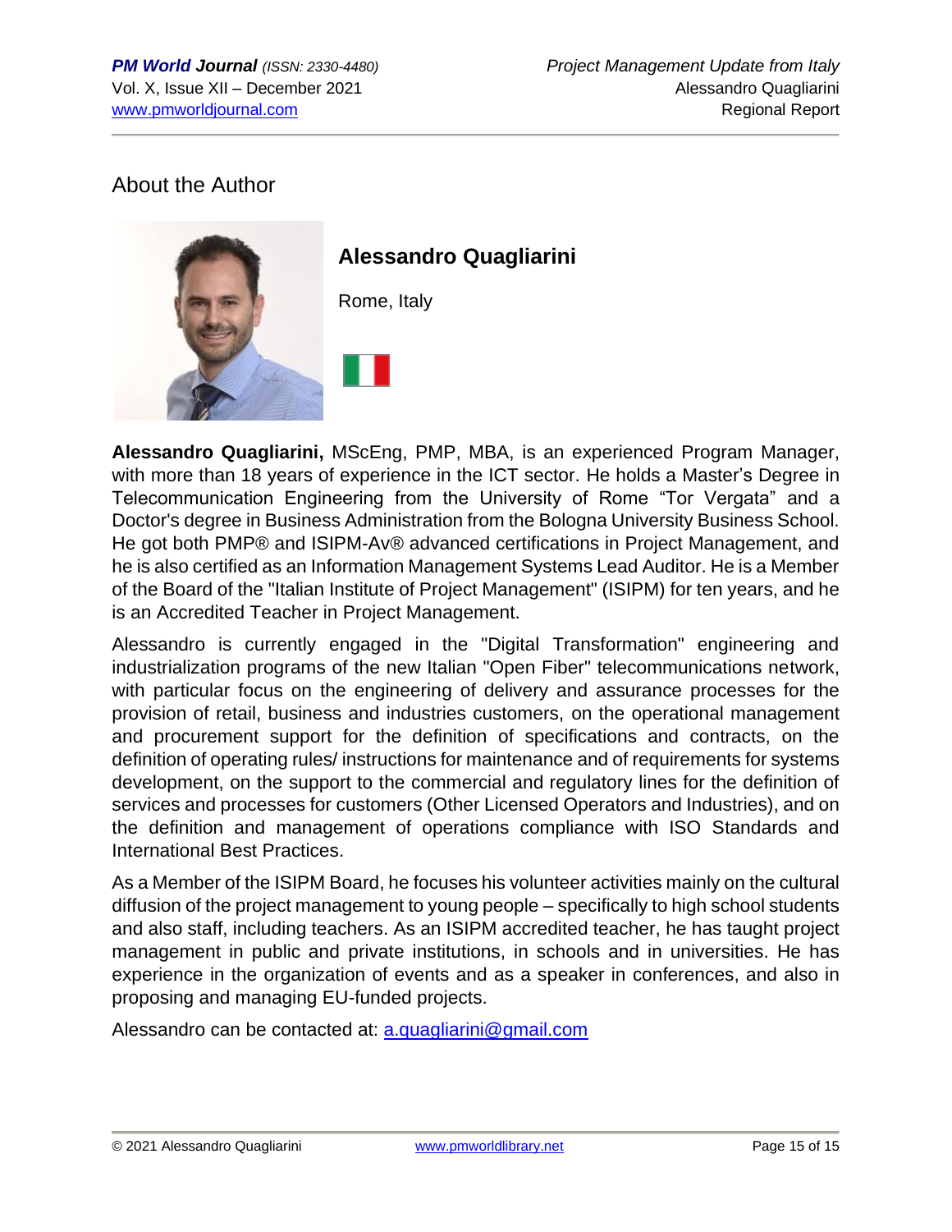## About the Author

### Alessandro Quagliarini

Rome, Italy

**Alessandro Quagliarini,** MScEng, PMP, MBA, is an experienced Program Manager, with more than 18 years of experience in the ICT sector. He holds a Master's Degree in Telecommunication Engineering from the University of Rome "Tor Vergata" and a Doctor's degree in Business Administration from the Bologna University Business School. He got both PMP® and ISIPM-Av® advanced certifications in Project Management, and he is also certified as an Information Management Systems Lead Auditor. He is a Member of the Board of the "Italian Institute of Project Management" (ISIPM) for ten years, and he is an Accredited Teacher in Project Management.

Alessandro is currently engaged in the "Digital Transformation" engineering and industrialization programs of the new Italian "Open Fiber" telecommunications network, with particular focus on the engineering of delivery and assurance processes for the provision of retail, business and industries customers, on the operational management and procurement support for the definition of specifications and contracts, on the definition of operating rules/ instructions for maintenance and of requirements for systems development, on the support to the commercial and regulatory lines for the definition of services and processes for customers (Other Licensed Operators and Industries), and on the definition and management of operations compliance with ISO Standards and International Best Practices.

As a Member of the ISIPM Board, he focuses his volunteer activities mainly on the cultural diffusion of the project management to young people – specifically to high school students and also staff, including teachers. As an ISIPM accredited teacher, he has taught project management in public and private institutions, in schools and in universities. He has experience in the organization of events and as a speaker in conferences, and also in proposing and managing EU-funded projects.

Alessandro can be contacted at: a.quagliarini@gmail.com